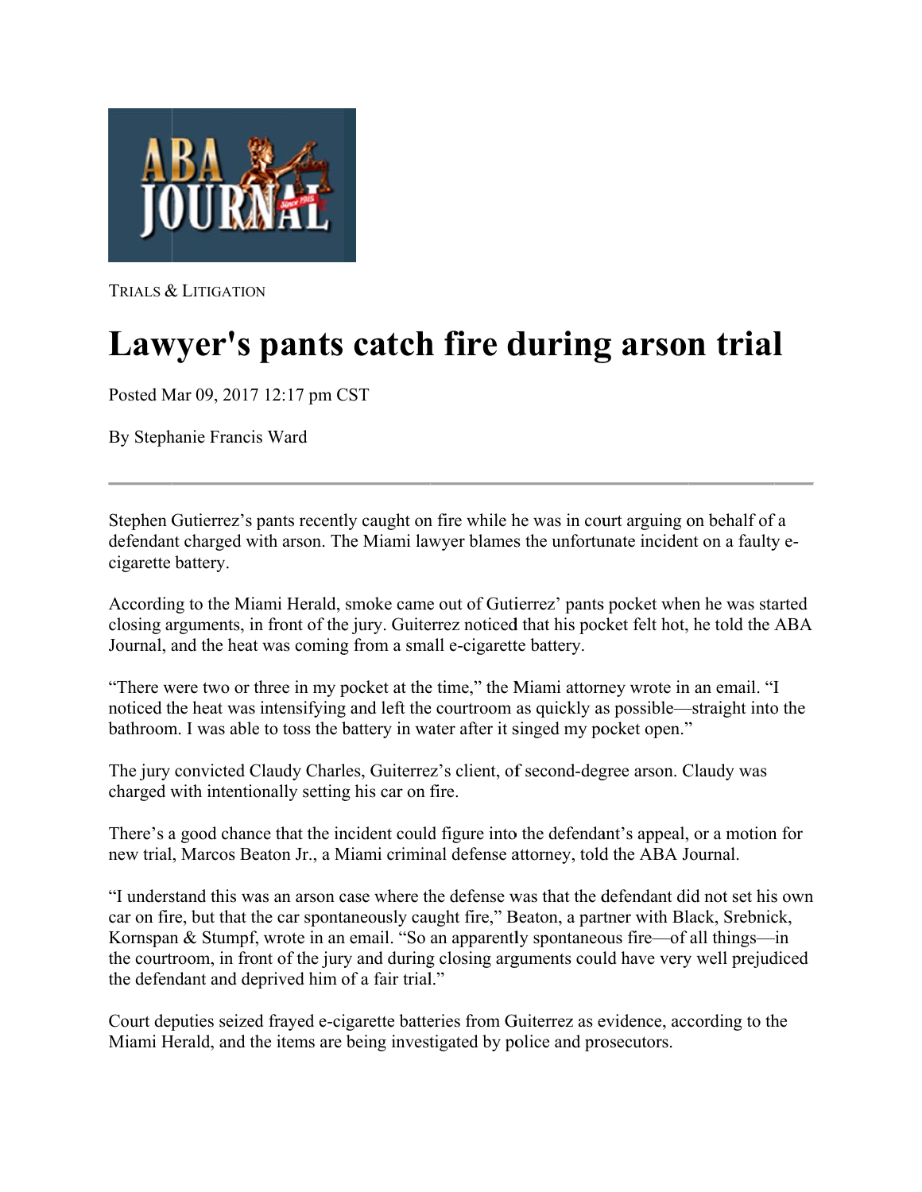ABA JOURNAL

TRIALS & LITIGATION

# Lawyer's pants catch fire during arson trial

Posted Mar 09, 2017 12:17 pm CST

By Stephanie Francis Ward

---

Stephen Gutierrez's pants recently caught on fire while he was in court arguing on behalf of a defendant charged with arson. The Miami lawyer blames the unfortunate incident on a faulty e-cigarette battery.

According to the Miami Herald, smoke came out of Gutierrez' pants pocket when he was started closing arguments, in front of the jury. Guiterrez noticed that his pocket felt hot, he told the ABA Journal, and the heat was coming from a small e-cigarette battery.

"There were two or three in my pocket at the time," the Miami attorney wrote in an email. "I noticed the heat was intensifying and left the courtroom as quickly as possible—straight into the bathroom. I was able to toss the battery in water after it singed my pocket open."

The jury convicted Claudy Charles, Guiterrez's client, of second-degree arson. Claudy was charged with intentionally setting his car on fire.

There's a good chance that the incident could figure into the defendant's appeal, or a motion for new trial, Marcos Beaton Jr., a Miami criminal defense attorney, told the ABA Journal.

"I understand this was an arson case where the defense was that the defendant did not set his own car on fire, but that the car spontaneously caught fire," Beaton, a partner with Black, Srebnick, Kornspan & Stumpf, wrote in an email. "So an apparently spontaneous fire—of all things—in the courtroom, in front of the jury and during closing arguments could have very well prejudiced the defendant and deprived him of a fair trial."

Court deputies seized frayed e-cigarette batteries from Guiterrez as evidence, according to the Miami Herald, and the items are being investigated by police and prosecutors.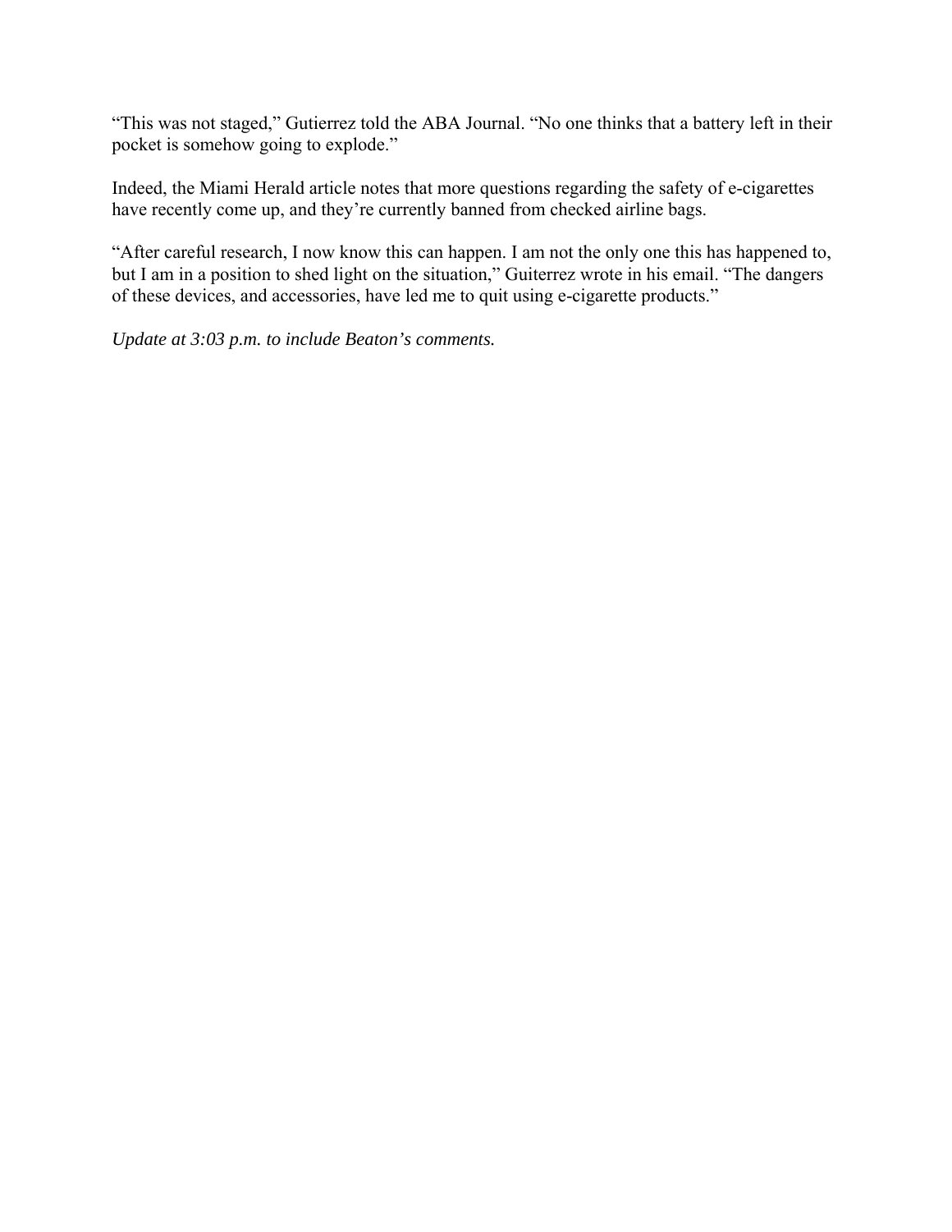"This was not staged," Gutierrez told the ABA Journal. "No one thinks that a battery left in their pocket is somehow going to explode."

Indeed, the Miami Herald article notes that more questions regarding the safety of e-cigarettes have recently come up, and they're currently banned from checked airline bags.

"After careful research, I now know this can happen. I am not the only one this has happened to, but I am in a position to shed light on the situation," Guiterrez wrote in his email. "The dangers of these devices, and accessories, have led me to quit using e-cigarette products."

*Update at 3:03 p.m. to include Beaton's comments.*